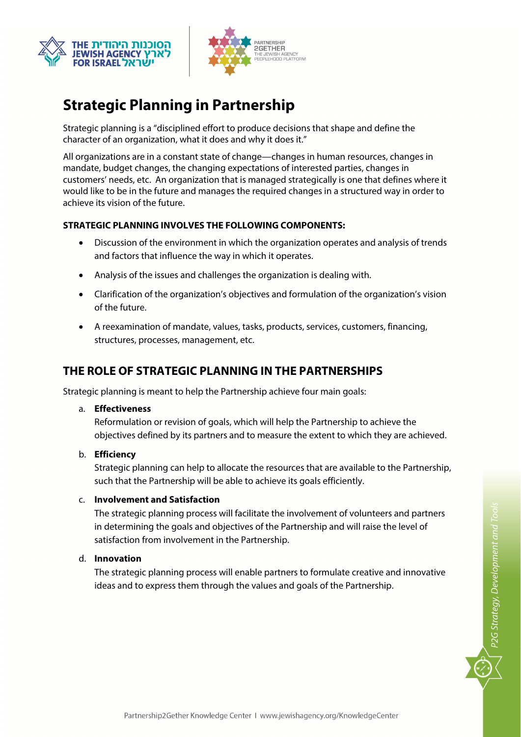# Strategic Planning in Partnership

Strategic planning is a "disciplined effort to produce decisions that shape and define the character of an organization, what it does and why it does it."

All organizations are in a constant state of change—changes in human resources, changes in mandate, budget changes, the changing expectations of interested parties, changes in customers' needs, etc. An organization that is managed strategically is one that defines where it would like to be in the future and manages the required changes in a structured way in order to achieve its vision of the future.

**STRATEGIC PLANNING INVOLVES THE FOLLOWING COMPONENTS:**

- Discussion of the environment in which the organization operates and analysis of trends and factors that influence the way in which it operates.
- Analysis of the issues and challenges the organization is dealing with.
- Clarification of the organization's objectives and formulation of the organization's vision of the future.
- A reexamination of mandate, values, tasks, products, services, customers, financing, structures, processes, management, etc.

## THE ROLE OF STRATEGIC PLANNING IN THE PARTNERSHIPS

Strategic planning is meant to help the Partnership achieve four main goals:

a. **Effectiveness**
   Reformulation or revision of goals, which will help the Partnership to achieve the objectives defined by its partners and to measure the extent to which they are achieved.

b. **Efficiency**
   Strategic planning can help to allocate the resources that are available to the Partnership, such that the Partnership will be able to achieve its goals efficiently.

c. **Involvement and Satisfaction**
   The strategic planning process will facilitate the involvement of volunteers and partners in determining the goals and objectives of the Partnership and will raise the level of satisfaction from involvement in the Partnership.

d. **Innovation**
   The strategic planning process will enable partners to formulate creative and innovative ideas and to express them through the values and goals of the Partnership.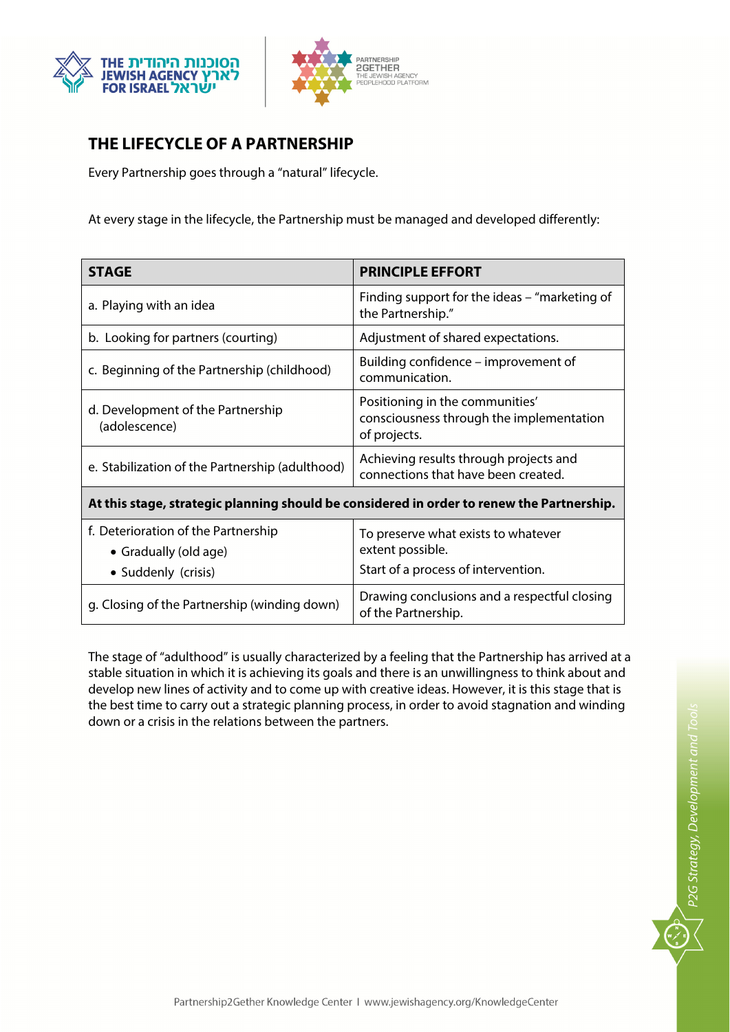## THE LIFECYCLE OF A PARTNERSHIP

Every Partnership goes through a "natural" lifecycle.

At every stage in the lifecycle, the Partnership must be managed and developed differently:

| STAGE | PRINCIPLE EFFORT |
|---|---|
| a. Playing with an idea | Finding support for the ideas – "marketing of the Partnership." |
| b. Looking for partners (courting) | Adjustment of shared expectations. |
| c. Beginning of the Partnership (childhood) | Building confidence – improvement of communication. |
| d. Development of the Partnership (adolescence) | Positioning in the communities' consciousness through the implementation of projects. |
| e. Stabilization of the Partnership (adulthood) | Achieving results through projects and connections that have been created. |
| **At this stage, strategic planning should be considered in order to renew the Partnership.** | |
| f. Deterioration of the Partnership<br>• Gradually (old age)<br>• Suddenly (crisis) | To preserve what exists to whatever extent possible.<br>Start of a process of intervention. |
| g. Closing of the Partnership (winding down) | Drawing conclusions and a respectful closing of the Partnership. |

The stage of "adulthood" is usually characterized by a feeling that the Partnership has arrived at a stable situation in which it is achieving its goals and there is an unwillingness to think about and develop new lines of activity and to come up with creative ideas. However, it is this stage that is the best time to carry out a strategic planning process, in order to avoid stagnation and winding down or a crisis in the relations between the partners.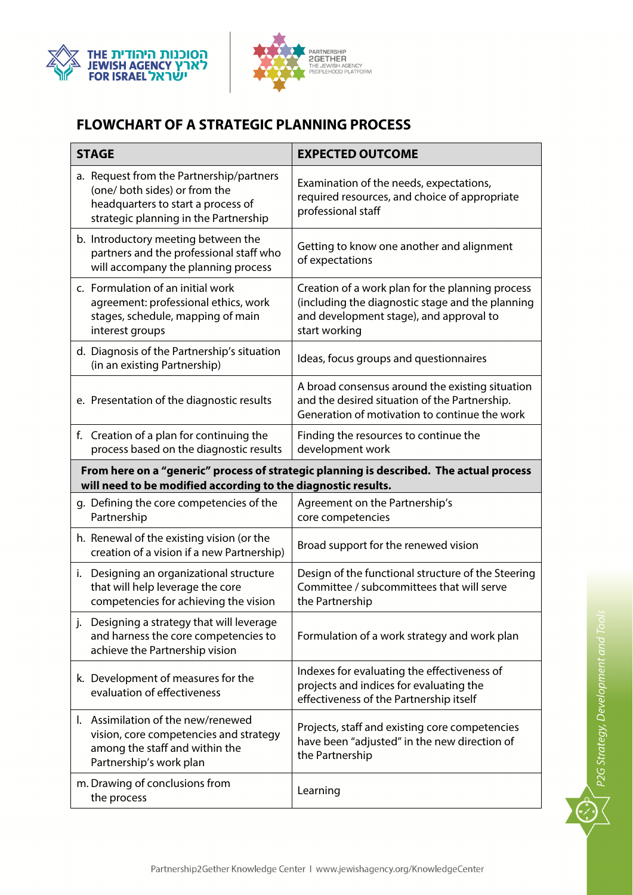# FLOWCHART OF A STRATEGIC PLANNING PROCESS

| STAGE | EXPECTED OUTCOME |
|---|---|
| a. Request from the Partnership/partners (one/ both sides) or from the headquarters to start a process of strategic planning in the Partnership | Examination of the needs, expectations, required resources, and choice of appropriate professional staff |
| b. Introductory meeting between the partners and the professional staff who will accompany the planning process | Getting to know one another and alignment of expectations |
| c. Formulation of an initial work agreement: professional ethics, work stages, schedule, mapping of main interest groups | Creation of a work plan for the planning process (including the diagnostic stage and the planning and development stage), and approval to start working |
| d. Diagnosis of the Partnership's situation (in an existing Partnership) | Ideas, focus groups and questionnaires |
| e. Presentation of the diagnostic results | A broad consensus around the existing situation and the desired situation of the Partnership. Generation of motivation to continue the work |
| f. Creation of a plan for continuing the process based on the diagnostic results | Finding the resources to continue the development work |
| **From here on a "generic" process of strategic planning is described. The actual process will need to be modified according to the diagnostic results.** | |
| g. Defining the core competencies of the Partnership | Agreement on the Partnership's core competencies |
| h. Renewal of the existing vision (or the creation of a vision if a new Partnership) | Broad support for the renewed vision |
| i. Designing an organizational structure that will help leverage the core competencies for achieving the vision | Design of the functional structure of the Steering Committee / subcommittees that will serve the Partnership |
| j. Designing a strategy that will leverage and harness the core competencies to achieve the Partnership vision | Formulation of a work strategy and work plan |
| k. Development of measures for the evaluation of effectiveness | Indexes for evaluating the effectiveness of projects and indices for evaluating the effectiveness of the Partnership itself |
| l. Assimilation of the new/renewed vision, core competencies and strategy among the staff and within the Partnership's work plan | Projects, staff and existing core competencies have been "adjusted" in the new direction of the Partnership |
| m. Drawing of conclusions from the process | Learning |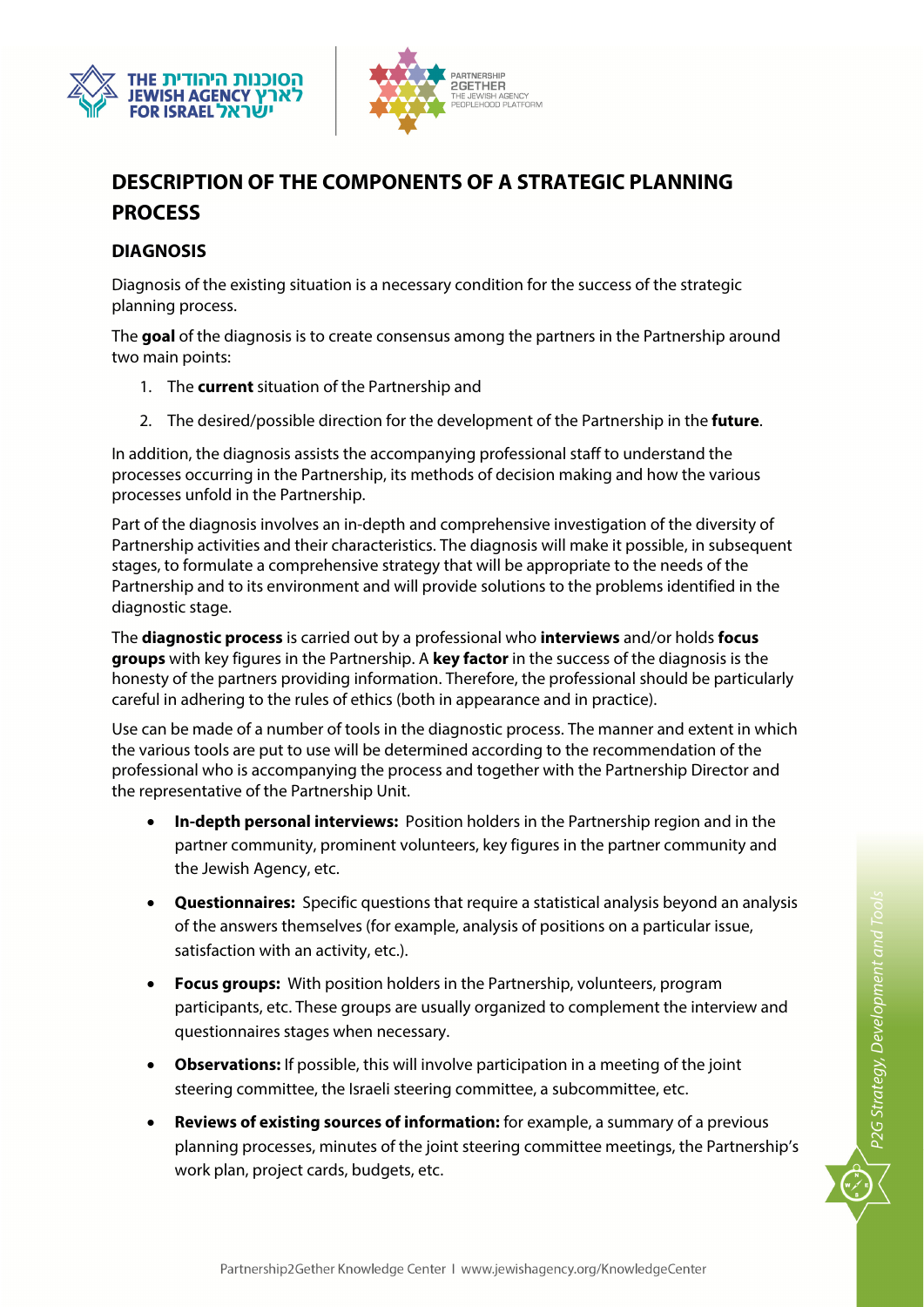# DESCRIPTION OF THE COMPONENTS OF A STRATEGIC PLANNING PROCESS

## DIAGNOSIS

Diagnosis of the existing situation is a necessary condition for the success of the strategic planning process.

The **goal** of the diagnosis is to create consensus among the partners in the Partnership around two main points:

1. The **current** situation of the Partnership and
2. The desired/possible direction for the development of the Partnership in the **future**.

In addition, the diagnosis assists the accompanying professional staff to understand the processes occurring in the Partnership, its methods of decision making and how the various processes unfold in the Partnership.

Part of the diagnosis involves an in-depth and comprehensive investigation of the diversity of Partnership activities and their characteristics. The diagnosis will make it possible, in subsequent stages, to formulate a comprehensive strategy that will be appropriate to the needs of the Partnership and to its environment and will provide solutions to the problems identified in the diagnostic stage.

The **diagnostic process** is carried out by a professional who **interviews** and/or holds **focus groups** with key figures in the Partnership. A **key factor** in the success of the diagnosis is the honesty of the partners providing information. Therefore, the professional should be particularly careful in adhering to the rules of ethics (both in appearance and in practice).

Use can be made of a number of tools in the diagnostic process. The manner and extent in which the various tools are put to use will be determined according to the recommendation of the professional who is accompanying the process and together with the Partnership Director and the representative of the Partnership Unit.

- **In-depth personal interviews:** Position holders in the Partnership region and in the partner community, prominent volunteers, key figures in the partner community and the Jewish Agency, etc.
- **Questionnaires:** Specific questions that require a statistical analysis beyond an analysis of the answers themselves (for example, analysis of positions on a particular issue, satisfaction with an activity, etc.).
- **Focus groups:** With position holders in the Partnership, volunteers, program participants, etc. These groups are usually organized to complement the interview and questionnaires stages when necessary.
- **Observations:** If possible, this will involve participation in a meeting of the joint steering committee, the Israeli steering committee, a subcommittee, etc.
- **Reviews of existing sources of information:** for example, a summary of a previous planning processes, minutes of the joint steering committee meetings, the Partnership's work plan, project cards, budgets, etc.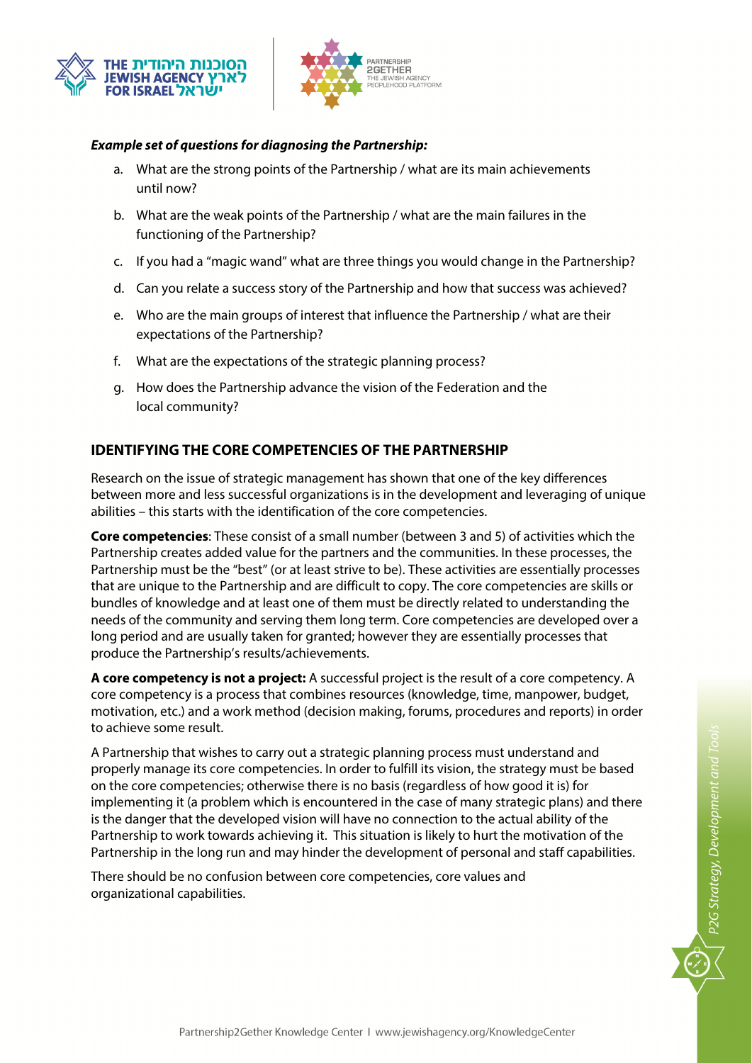***Example set of questions for diagnosing the Partnership:***

a. What are the strong points of the Partnership / what are its main achievements until now?

b. What are the weak points of the Partnership / what are the main failures in the functioning of the Partnership?

c. If you had a "magic wand" what are three things you would change in the Partnership?

d. Can you relate a success story of the Partnership and how that success was achieved?

e. Who are the main groups of interest that influence the Partnership / what are their expectations of the Partnership?

f. What are the expectations of the strategic planning process?

g. How does the Partnership advance the vision of the Federation and the local community?

## IDENTIFYING THE CORE COMPETENCIES OF THE PARTNERSHIP

Research on the issue of strategic management has shown that one of the key differences between more and less successful organizations is in the development and leveraging of unique abilities – this starts with the identification of the core competencies.

**Core competencies**: These consist of a small number (between 3 and 5) of activities which the Partnership creates added value for the partners and the communities. In these processes, the Partnership must be the "best" (or at least strive to be). These activities are essentially processes that are unique to the Partnership and are difficult to copy. The core competencies are skills or bundles of knowledge and at least one of them must be directly related to understanding the needs of the community and serving them long term. Core competencies are developed over a long period and are usually taken for granted; however they are essentially processes that produce the Partnership's results/achievements.

**A core competency is not a project:** A successful project is the result of a core competency. A core competency is a process that combines resources (knowledge, time, manpower, budget, motivation, etc.) and a work method (decision making, forums, procedures and reports) in order to achieve some result.

A Partnership that wishes to carry out a strategic planning process must understand and properly manage its core competencies. In order to fulfill its vision, the strategy must be based on the core competencies; otherwise there is no basis (regardless of how good it is) for implementing it (a problem which is encountered in the case of many strategic plans) and there is the danger that the developed vision will have no connection to the actual ability of the Partnership to work towards achieving it. This situation is likely to hurt the motivation of the Partnership in the long run and may hinder the development of personal and staff capabilities.

There should be no confusion between core competencies, core values and organizational capabilities.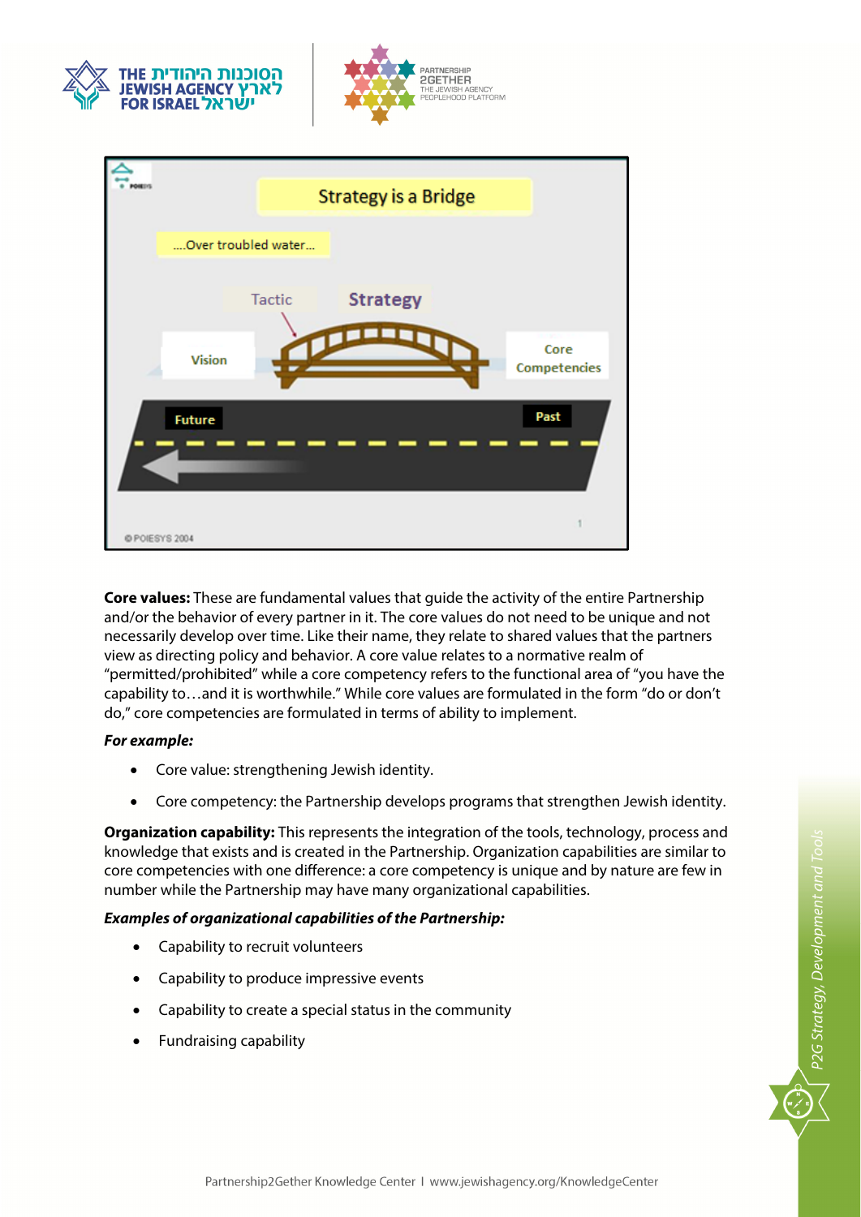**Core values:** These are fundamental values that guide the activity of the entire Partnership and/or the behavior of every partner in it. The core values do not need to be unique and not necessarily develop over time. Like their name, they relate to shared values that the partners view as directing policy and behavior. A core value relates to a normative realm of "permitted/prohibited" while a core competency refers to the functional area of "you have the capability to…and it is worthwhile." While core values are formulated in the form "do or don't do," core competencies are formulated in terms of ability to implement.

***For example:***

- Core value: strengthening Jewish identity.
- Core competency: the Partnership develops programs that strengthen Jewish identity.

**Organization capability:** This represents the integration of the tools, technology, process and knowledge that exists and is created in the Partnership. Organization capabilities are similar to core competencies with one difference: a core competency is unique and by nature are few in number while the Partnership may have many organizational capabilities.

***Examples of organizational capabilities of the Partnership:***

- Capability to recruit volunteers
- Capability to produce impressive events
- Capability to create a special status in the community
- Fundraising capability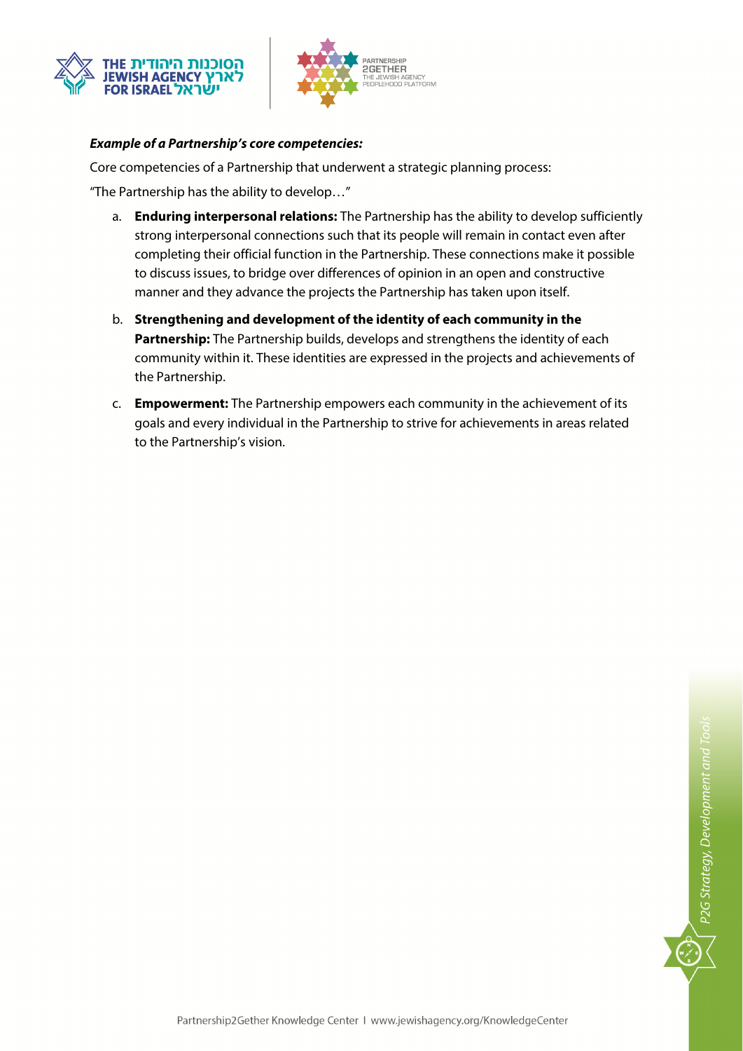***Example of a Partnership's core competencies:***

Core competencies of a Partnership that underwent a strategic planning process:

"The Partnership has the ability to develop…"

a. **Enduring interpersonal relations:** The Partnership has the ability to develop sufficiently strong interpersonal connections such that its people will remain in contact even after completing their official function in the Partnership. These connections make it possible to discuss issues, to bridge over differences of opinion in an open and constructive manner and they advance the projects the Partnership has taken upon itself.

b. **Strengthening and development of the identity of each community in the Partnership:** The Partnership builds, develops and strengthens the identity of each community within it. These identities are expressed in the projects and achievements of the Partnership.

c. **Empowerment:** The Partnership empowers each community in the achievement of its goals and every individual in the Partnership to strive for achievements in areas related to the Partnership's vision.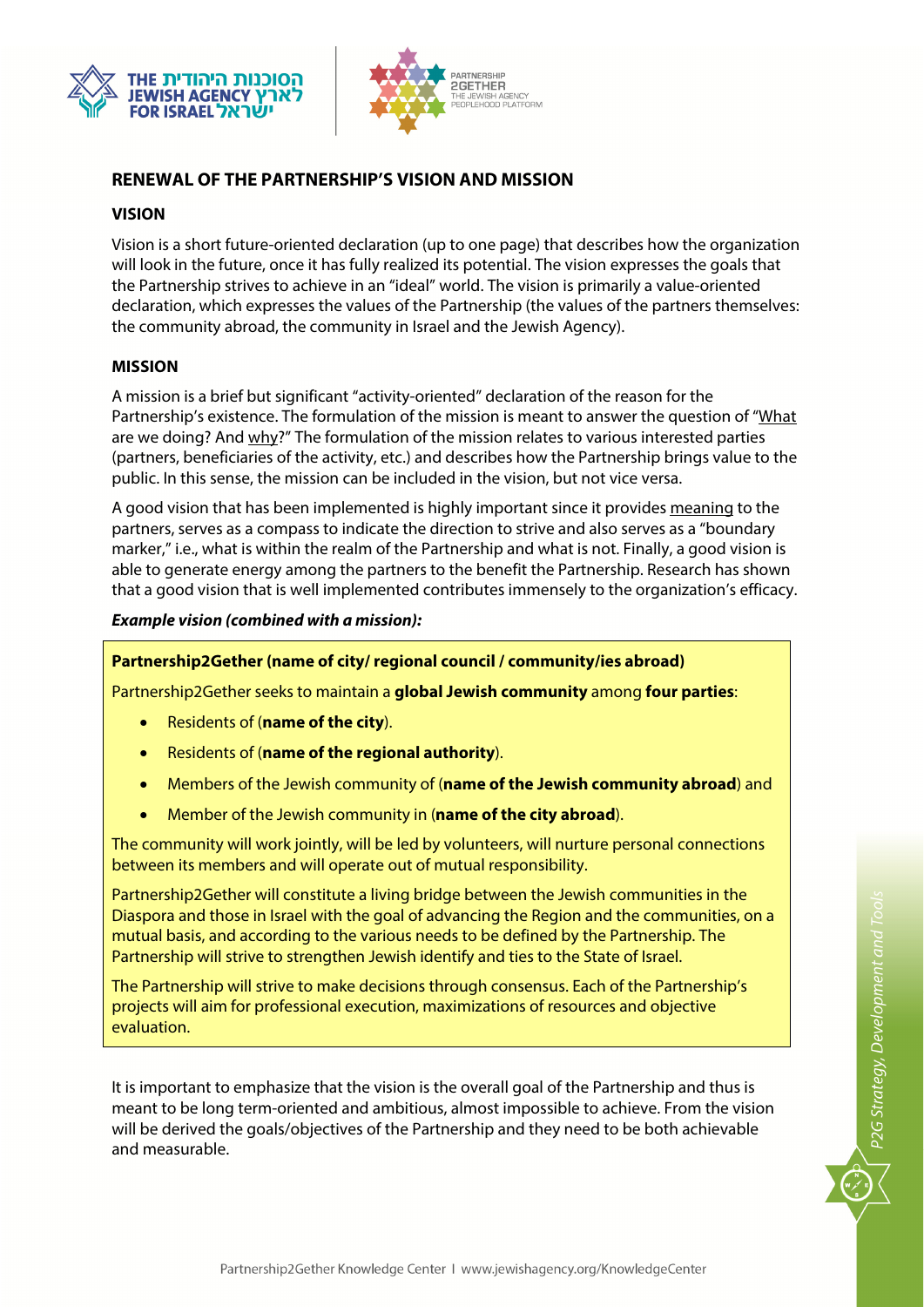## RENEWAL OF THE PARTNERSHIP'S VISION AND MISSION

### VISION

Vision is a short future-oriented declaration (up to one page) that describes how the organization will look in the future, once it has fully realized its potential. The vision expresses the goals that the Partnership strives to achieve in an "ideal" world. The vision is primarily a value-oriented declaration, which expresses the values of the Partnership (the values of the partners themselves: the community abroad, the community in Israel and the Jewish Agency).

### MISSION

A mission is a brief but significant "activity-oriented" declaration of the reason for the Partnership's existence. The formulation of the mission is meant to answer the question of "What are we doing? And why?" The formulation of the mission relates to various interested parties (partners, beneficiaries of the activity, etc.) and describes how the Partnership brings value to the public. In this sense, the mission can be included in the vision, but not vice versa.

A good vision that has been implemented is highly important since it provides meaning to the partners, serves as a compass to indicate the direction to strive and also serves as a "boundary marker," i.e., what is within the realm of the Partnership and what is not. Finally, a good vision is able to generate energy among the partners to the benefit the Partnership. Research has shown that a good vision that is well implemented contributes immensely to the organization's efficacy.

***Example vision (combined with a mission):***

> **Partnership2Gether (name of city/ regional council / community/ies abroad)**
>
> Partnership2Gether seeks to maintain a **global Jewish community** among **four parties**:
>
> - Residents of (**name of the city**).
> - Residents of (**name of the regional authority**).
> - Members of the Jewish community of (**name of the Jewish community abroad**) and
> - Member of the Jewish community in (**name of the city abroad**).
>
> The community will work jointly, will be led by volunteers, will nurture personal connections between its members and will operate out of mutual responsibility.
>
> Partnership2Gether will constitute a living bridge between the Jewish communities in the Diaspora and those in Israel with the goal of advancing the Region and the communities, on a mutual basis, and according to the various needs to be defined by the Partnership. The Partnership will strive to strengthen Jewish identify and ties to the State of Israel.
>
> The Partnership will strive to make decisions through consensus. Each of the Partnership's projects will aim for professional execution, maximizations of resources and objective evaluation.

It is important to emphasize that the vision is the overall goal of the Partnership and thus is meant to be long term-oriented and ambitious, almost impossible to achieve. From the vision will be derived the goals/objectives of the Partnership and they need to be both achievable and measurable.